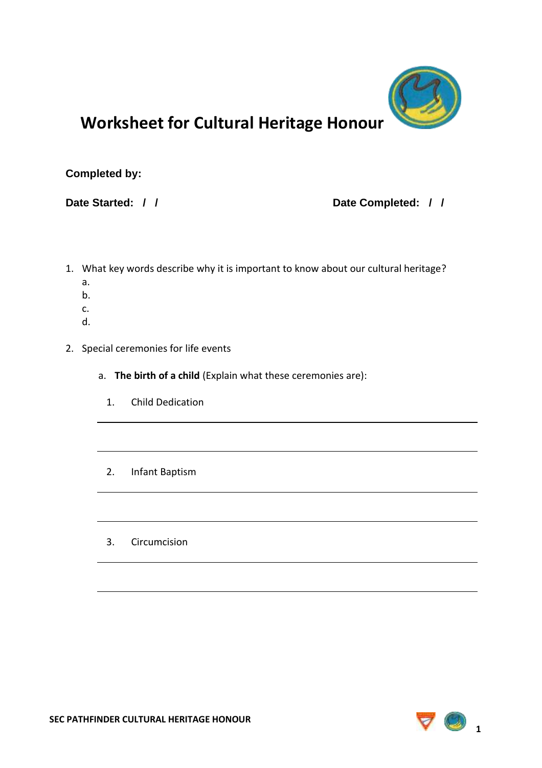# Worksheet for Cultural Heritage Honour

**Completed by:**

**Date Started: / /** **Date Completed: / /**

1. What key words describe why it is important to know about our cultural heritage?
   a.
   b.
   c.
   d.

2. Special ceremonies for life events

   a. **The birth of a child** (Explain what these ceremonies are):

      1. Child Dedication

      ---

      ---

      2. Infant Baptism

      ---

      ---

      3. Circumcision

      ---

      ---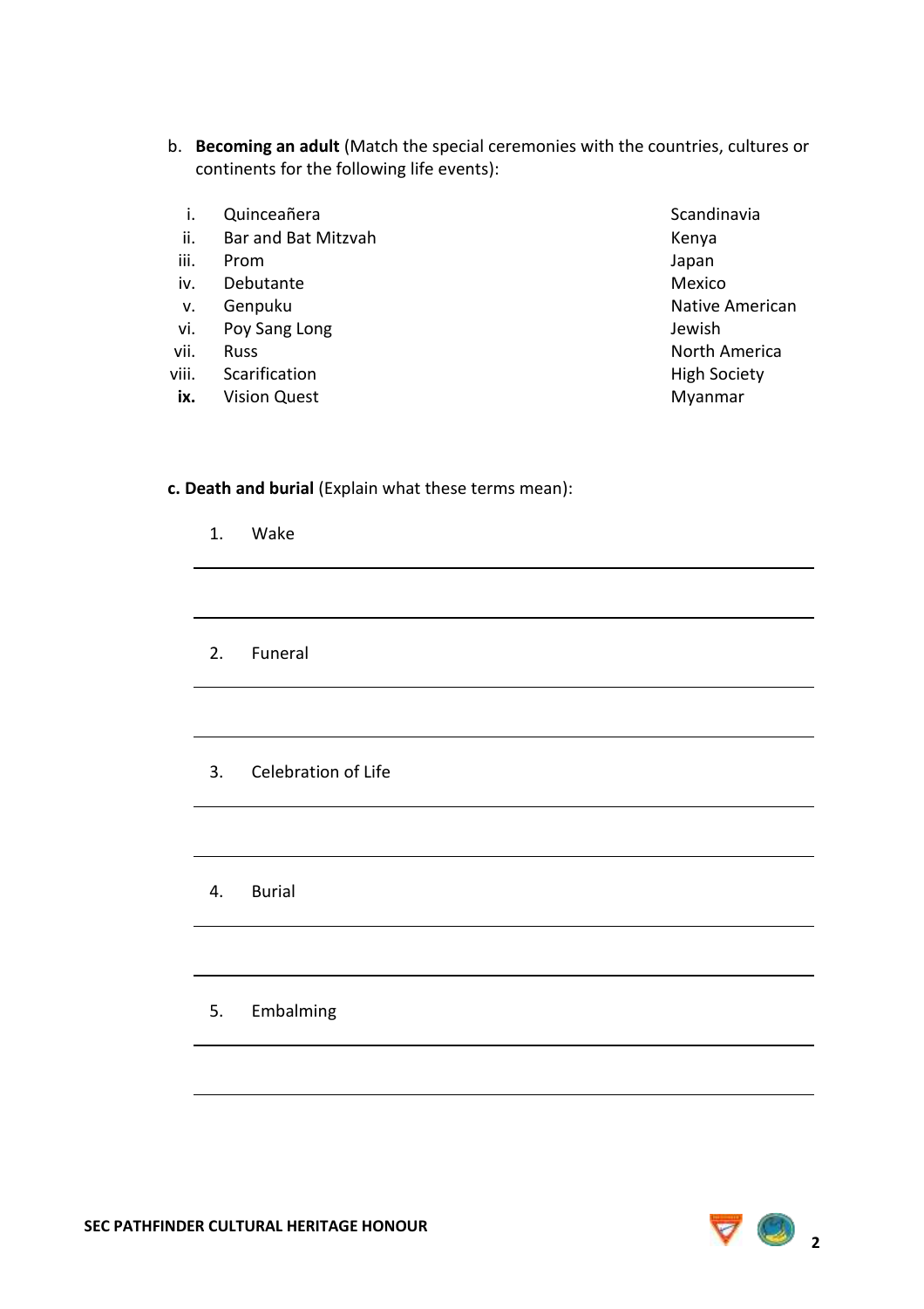b. **Becoming an adult** (Match the special ceremonies with the countries, cultures or continents for the following life events):

| | | |
|---|---|---|
| i. | Quinceañera | Scandinavia |
| ii. | Bar and Bat Mitzvah | Kenya |
| iii. | Prom | Japan |
| iv. | Debutante | Mexico |
| v. | Genpuku | Native American |
| vi. | Poy Sang Long | Jewish |
| vii. | Russ | North America |
| viii. | Scarification | High Society |
| **ix.** | Vision Quest | Myanmar |

**c. Death and burial** (Explain what these terms mean):

1. Wake

___

___

2. Funeral

___

___

3. Celebration of Life

___

___

4. Burial

___

___

5. Embalming

___

___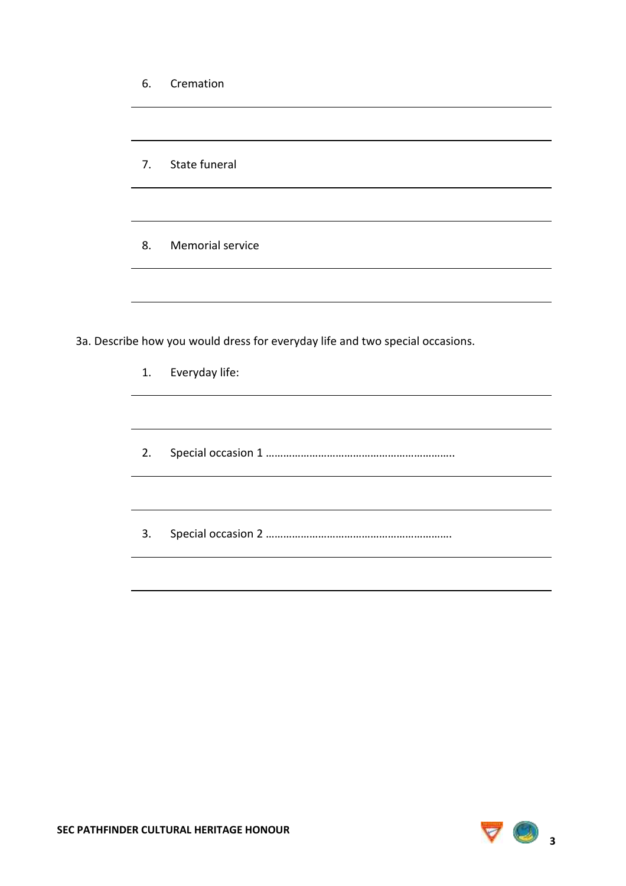6. Cremation

7. State funeral

8. Memorial service

3a. Describe how you would dress for everyday life and two special occasions.

1. Everyday life:

2. Special occasion 1 ………………………………………………………..

3. Special occasion 2 ………………………………………………………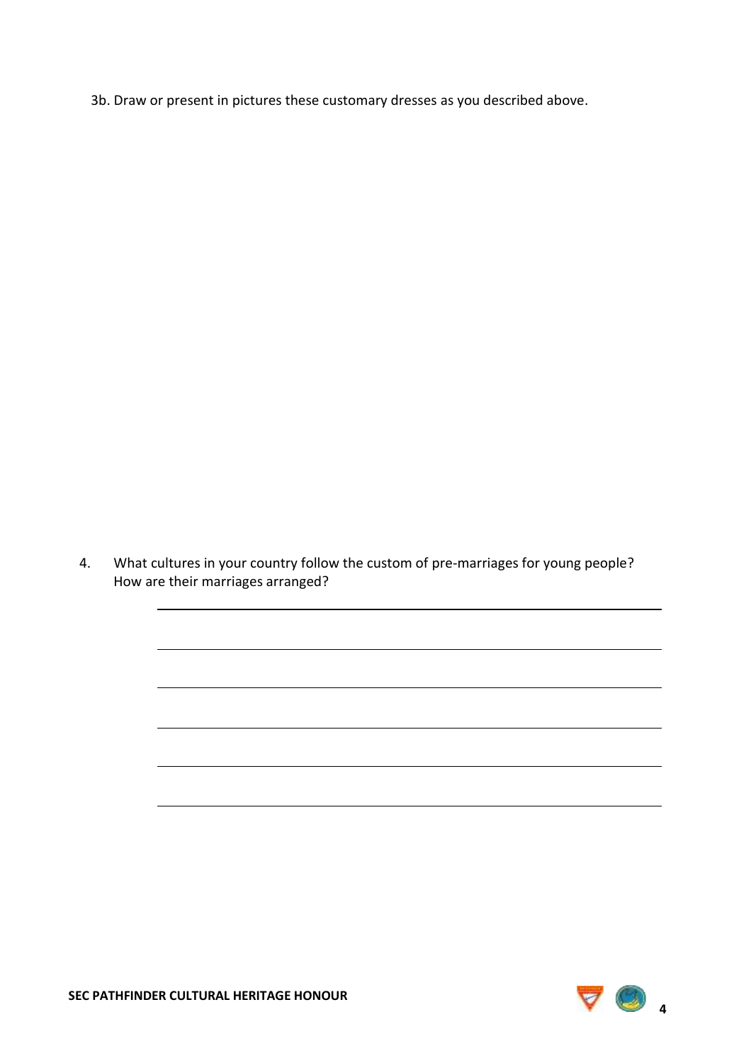3b. Draw or present in pictures these customary dresses as you described above.

4. What cultures in your country follow the custom of pre-marriages for young people? How are their marriages arranged?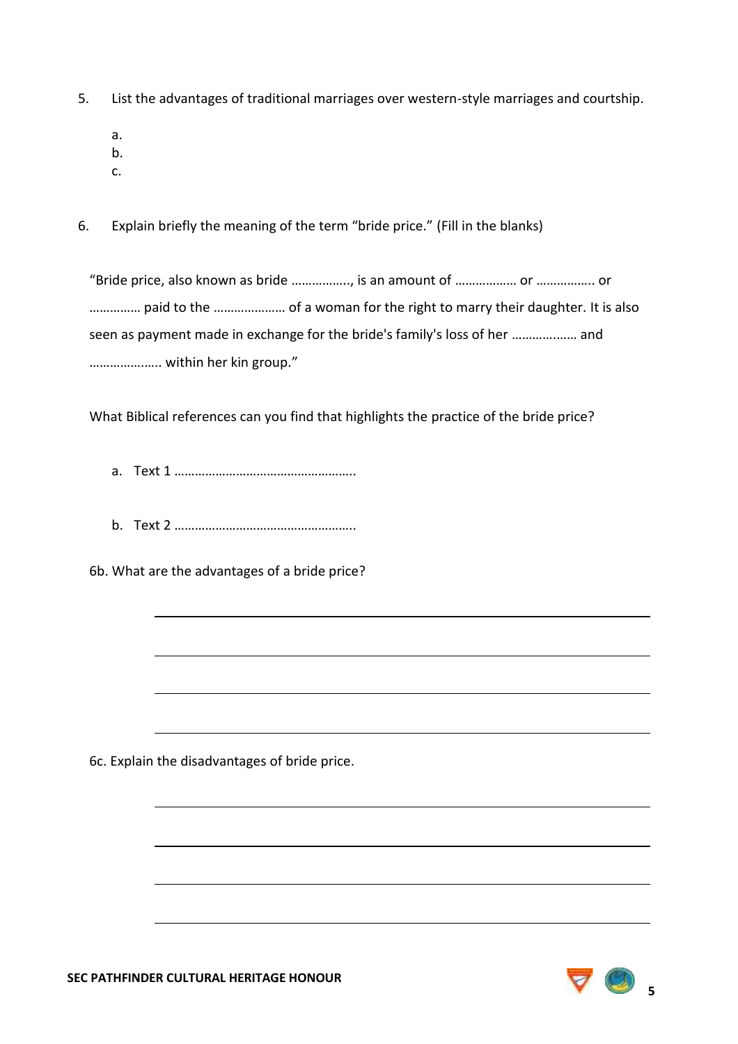5. List the advantages of traditional marriages over western-style marriages and courtship.

   a.
   b.
   c.

6. Explain briefly the meaning of the term "bride price." (Fill in the blanks)

"Bride price, also known as bride …………….., is an amount of ……………… or …………….. or …………… paid to the ………………… of a woman for the right to marry their daughter. It is also seen as payment made in exchange for the bride's family's loss of her ……………… and ………………… within her kin group."

What Biblical references can you find that highlights the practice of the bride price?

   a. Text 1 ……………………………………………..

   b. Text 2 ……………………………………………..

6b. What are the advantages of a bride price?

______________________________________________

______________________________________________

______________________________________________

______________________________________________

6c. Explain the disadvantages of bride price.

______________________________________________

______________________________________________

______________________________________________

______________________________________________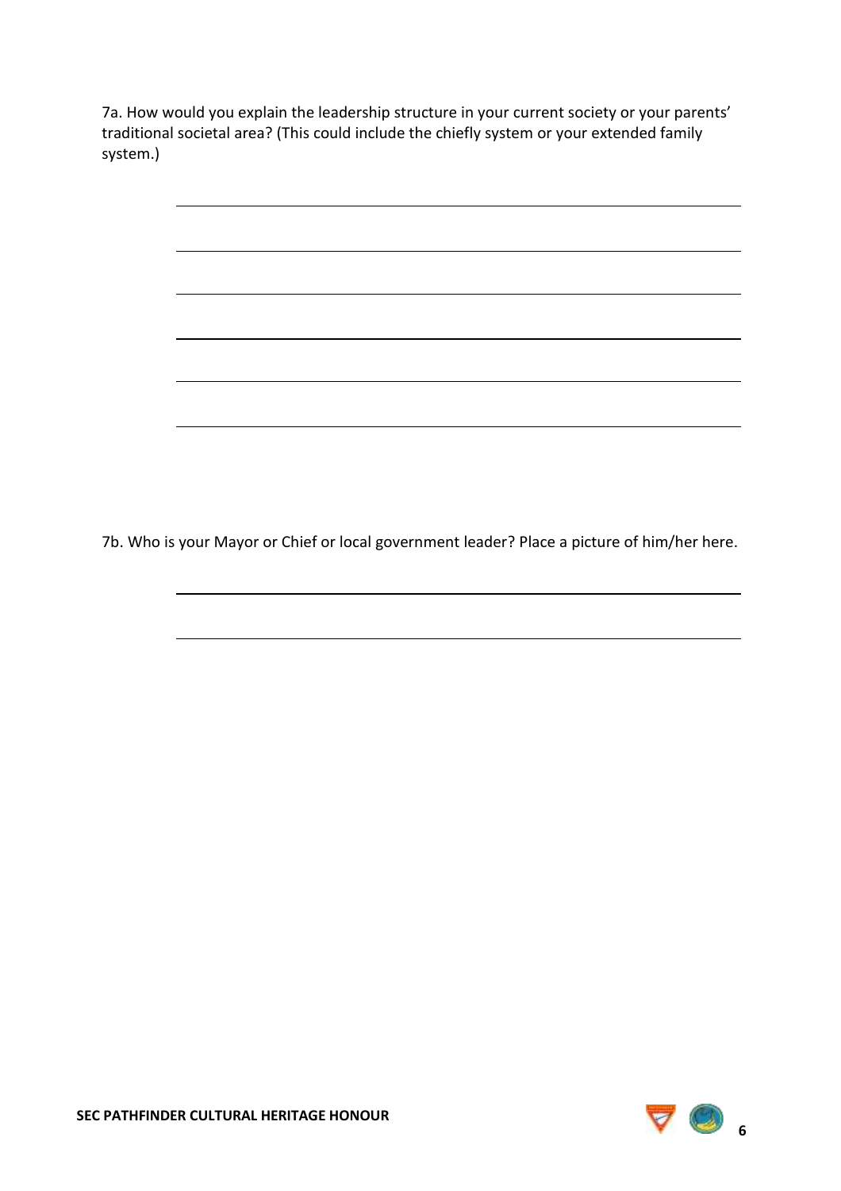7a. How would you explain the leadership structure in your current society or your parents' traditional societal area? (This could include the chiefly system or your extended family system.)

7b. Who is your Mayor or Chief or local government leader? Place a picture of him/her here.